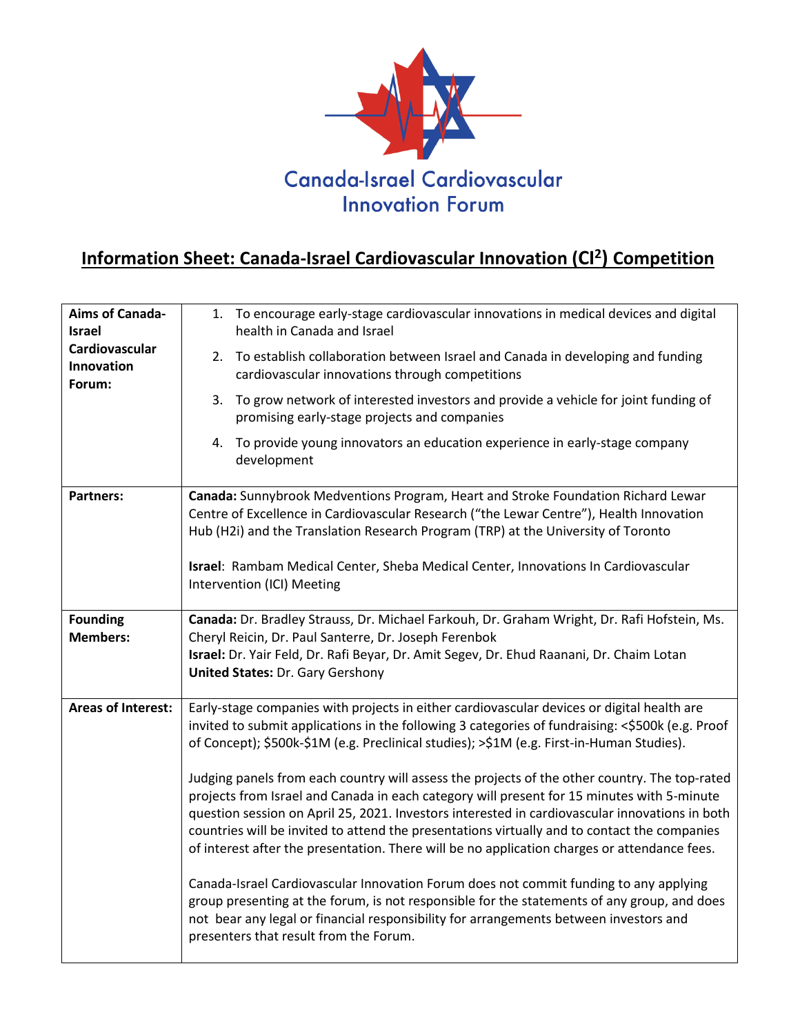Canada-Israel Cardiovascular Innovation Forum

## Information Sheet: Canada-Israel Cardiovascular Innovation ($CI^2$) Competition

| | |
|---|---|
| **Aims of Canada-Israel Cardiovascular Innovation Forum:** | 1. To encourage early-stage cardiovascular innovations in medical devices and digital health in Canada and Israel<br>2. To establish collaboration between Israel and Canada in developing and funding cardiovascular innovations through competitions<br>3. To grow network of interested investors and provide a vehicle for joint funding of promising early-stage projects and companies<br>4. To provide young innovators an education experience in early-stage company development |
| **Partners:** | **Canada:** Sunnybrook Medventions Program, Heart and Stroke Foundation Richard Lewar Centre of Excellence in Cardiovascular Research ("the Lewar Centre"), Health Innovation Hub (H2i) and the Translation Research Program (TRP) at the University of Toronto<br><br>**Israel**: Rambam Medical Center, Sheba Medical Center, Innovations In Cardiovascular Intervention (ICI) Meeting |
| **Founding Members:** | **Canada:** Dr. Bradley Strauss, Dr. Michael Farkouh, Dr. Graham Wright, Dr. Rafi Hofstein, Ms. Cheryl Reicin, Dr. Paul Santerre, Dr. Joseph Ferenbok<br>**Israel:** Dr. Yair Feld, Dr. Rafi Beyar, Dr. Amit Segev, Dr. Ehud Raanani, Dr. Chaim Lotan<br>**United States:** Dr. Gary Gershony |
| **Areas of Interest:** | Early-stage companies with projects in either cardiovascular devices or digital health are invited to submit applications in the following 3 categories of fundraising: <$500k (e.g. Proof of Concept); $500k-$1M (e.g. Preclinical studies); >$1M (e.g. First-in-Human Studies).<br><br>Judging panels from each country will assess the projects of the other country. The top-rated projects from Israel and Canada in each category will present for 15 minutes with 5-minute question session on April 25, 2021. Investors interested in cardiovascular innovations in both countries will be invited to attend the presentations virtually and to contact the companies of interest after the presentation. There will be no application charges or attendance fees.<br><br>Canada-Israel Cardiovascular Innovation Forum does not commit funding to any applying group presenting at the forum, is not responsible for the statements of any group, and does not bear any legal or financial responsibility for arrangements between investors and presenters that result from the Forum. |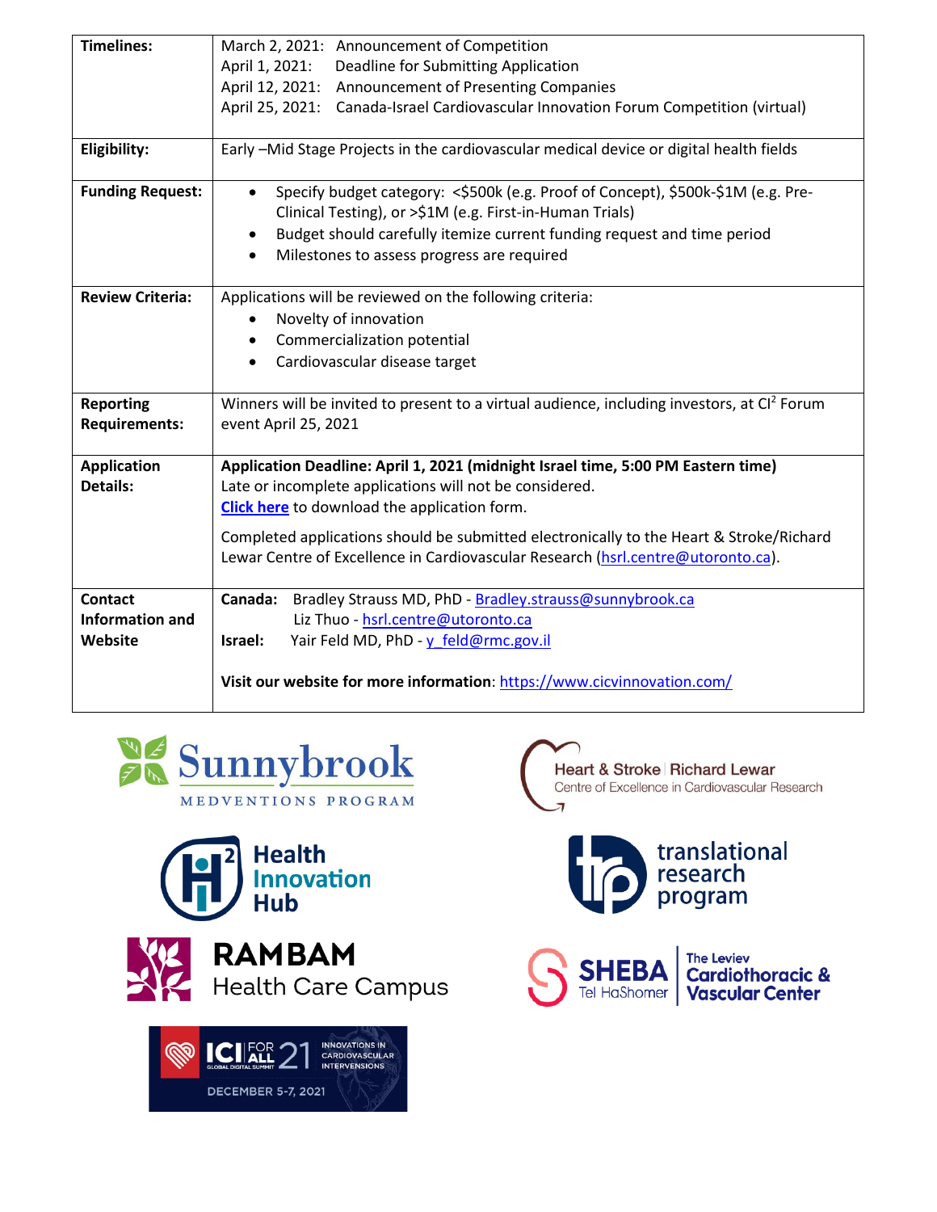| | |
|---|---|
| **Timelines:** | March 2, 2021: Announcement of Competition<br>April 1, 2021: Deadline for Submitting Application<br>April 12, 2021: Announcement of Presenting Companies<br>April 25, 2021: Canada-Israel Cardiovascular Innovation Forum Competition (virtual) |
| **Eligibility:** | Early –Mid Stage Projects in the cardiovascular medical device or digital health fields |
| **Funding Request:** | • Specify budget category: <$500k (e.g. Proof of Concept), $500k-$1M (e.g. Pre-Clinical Testing), or >$1M (e.g. First-in-Human Trials)<br>• Budget should carefully itemize current funding request and time period<br>• Milestones to assess progress are required |
| **Review Criteria:** | Applications will be reviewed on the following criteria:<br>• Novelty of innovation<br>• Commercialization potential<br>• Cardiovascular disease target |
| **Reporting Requirements:** | Winners will be invited to present to a virtual audience, including investors, at CI² Forum event April 25, 2021 |
| **Application Details:** | **Application Deadline: April 1, 2021 (midnight Israel time, 5:00 PM Eastern time)**<br>Late or incomplete applications will not be considered.<br>**Click here** to download the application form.<br>Completed applications should be submitted electronically to the Heart & Stroke/Richard Lewar Centre of Excellence in Cardiovascular Research (hsrl.centre@utoronto.ca). |
| **Contact Information and Website** | **Canada:** Bradley Strauss MD, PhD - Bradley.strauss@sunnybrook.ca<br>Liz Thuo - hsrl.centre@utoronto.ca<br>**Israel:** Yair Feld MD, PhD - y_feld@rmc.gov.il<br>**Visit our website for more information**: https://www.cicvinnovation.com/ |

Sunnybrook MEDVENTIONS PROGRAM

Heart & Stroke | Richard Lewar Centre of Excellence in Cardiovascular Research

Health Innovation Hub

translational research program

RAMBAM Health Care Campus

SHEBA Tel HaShomer | The Leviev Cardiothoracic & Vascular Center

ICI FOR ALL 21 GLOBAL DIGITAL SUMMIT INNOVATIONS IN CARDIOVASCULAR INTERVENSIONS DECEMBER 5-7, 2021